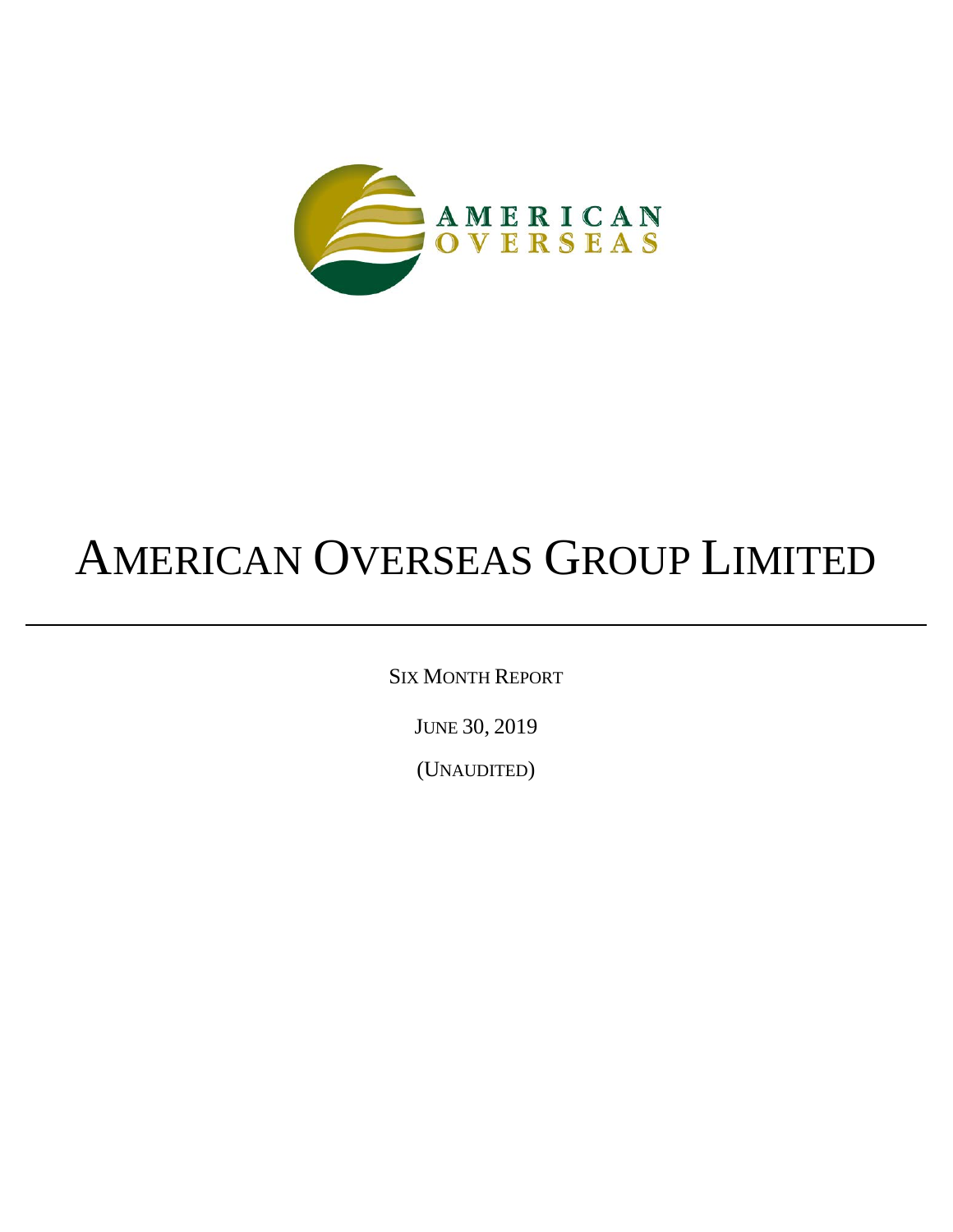AMERICAN
OVERSEAS

# AMERICAN OVERSEAS GROUP LIMITED

---

SIX MONTH REPORT

JUNE 30, 2019

(UNAUDITED)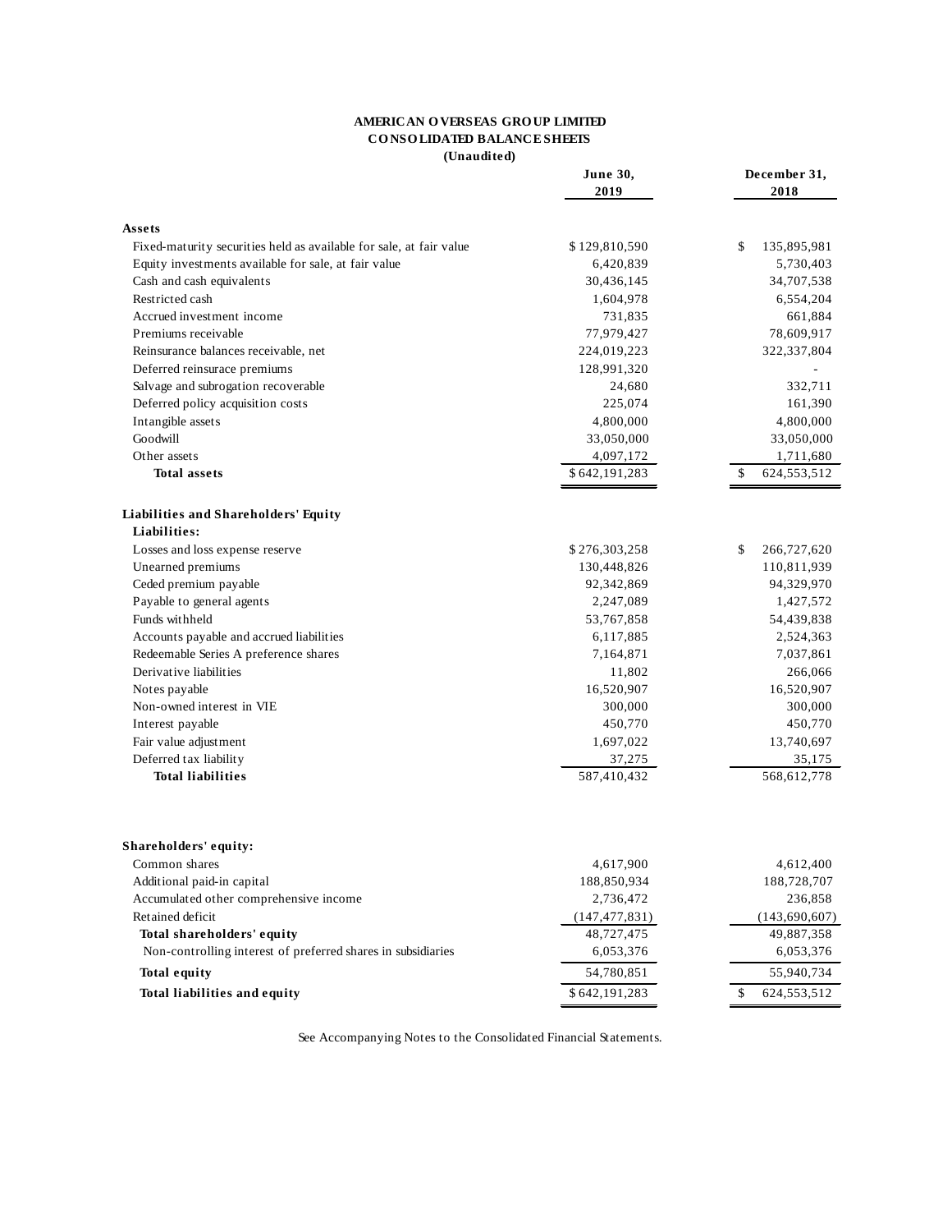**AMERICAN OVERSEAS GROUP LIMITED**
**CONSOLIDATED BALANCE SHEETS**
**(Unaudited)**

| | June 30, 2019 | December 31, 2018 |
|---|---|---|
| **Assets** | | |
| Fixed-maturity securities held as available for sale, at fair value | $ 129,810,590 | $ 135,895,981 |
| Equity investments available for sale, at fair value | 6,420,839 | 5,730,403 |
| Cash and cash equivalents | 30,436,145 | 34,707,538 |
| Restricted cash | 1,604,978 | 6,554,204 |
| Accrued investment income | 731,835 | 661,884 |
| Premiums receivable | 77,979,427 | 78,609,917 |
| Reinsurance balances receivable, net | 224,019,223 | 322,337,804 |
| Deferred reinsurace premiums | 128,991,320 | - |
| Salvage and subrogation recoverable | 24,680 | 332,711 |
| Deferred policy acquisition costs | 225,074 | 161,390 |
| Intangible assets | 4,800,000 | 4,800,000 |
| Goodwill | 33,050,000 | 33,050,000 |
| Other assets | 4,097,172 | 1,711,680 |
| **Total assets** | $ 642,191,283 | $ 624,553,512 |
| **Liabilities and Shareholders' Equity** | | |
| **Liabilities:** | | |
| Losses and loss expense reserve | $ 276,303,258 | $ 266,727,620 |
| Unearned premiums | 130,448,826 | 110,811,939 |
| Ceded premium payable | 92,342,869 | 94,329,970 |
| Payable to general agents | 2,247,089 | 1,427,572 |
| Funds withheld | 53,767,858 | 54,439,838 |
| Accounts payable and accrued liabilities | 6,117,885 | 2,524,363 |
| Redeemable Series A preference shares | 7,164,871 | 7,037,861 |
| Derivative liabilities | 11,802 | 266,066 |
| Notes payable | 16,520,907 | 16,520,907 |
| Non-owned interest in VIE | 300,000 | 300,000 |
| Interest payable | 450,770 | 450,770 |
| Fair value adjustment | 1,697,022 | 13,740,697 |
| Deferred tax liability | 37,275 | 35,175 |
| **Total liabilities** | 587,410,432 | 568,612,778 |
| **Shareholders' equity:** | | |
| Common shares | 4,617,900 | 4,612,400 |
| Additional paid-in capital | 188,850,934 | 188,728,707 |
| Accumulated other comprehensive income | 2,736,472 | 236,858 |
| Retained deficit | (147,477,831) | (143,690,607) |
| **Total shareholders' equity** | 48,727,475 | 49,887,358 |
| Non-controlling interest of preferred shares in subsidiaries | 6,053,376 | 6,053,376 |
| **Total equity** | 54,780,851 | 55,940,734 |
| **Total liabilities and equity** | $ 642,191,283 | $ 624,553,512 |

See Accompanying Notes to the Consolidated Financial Statements.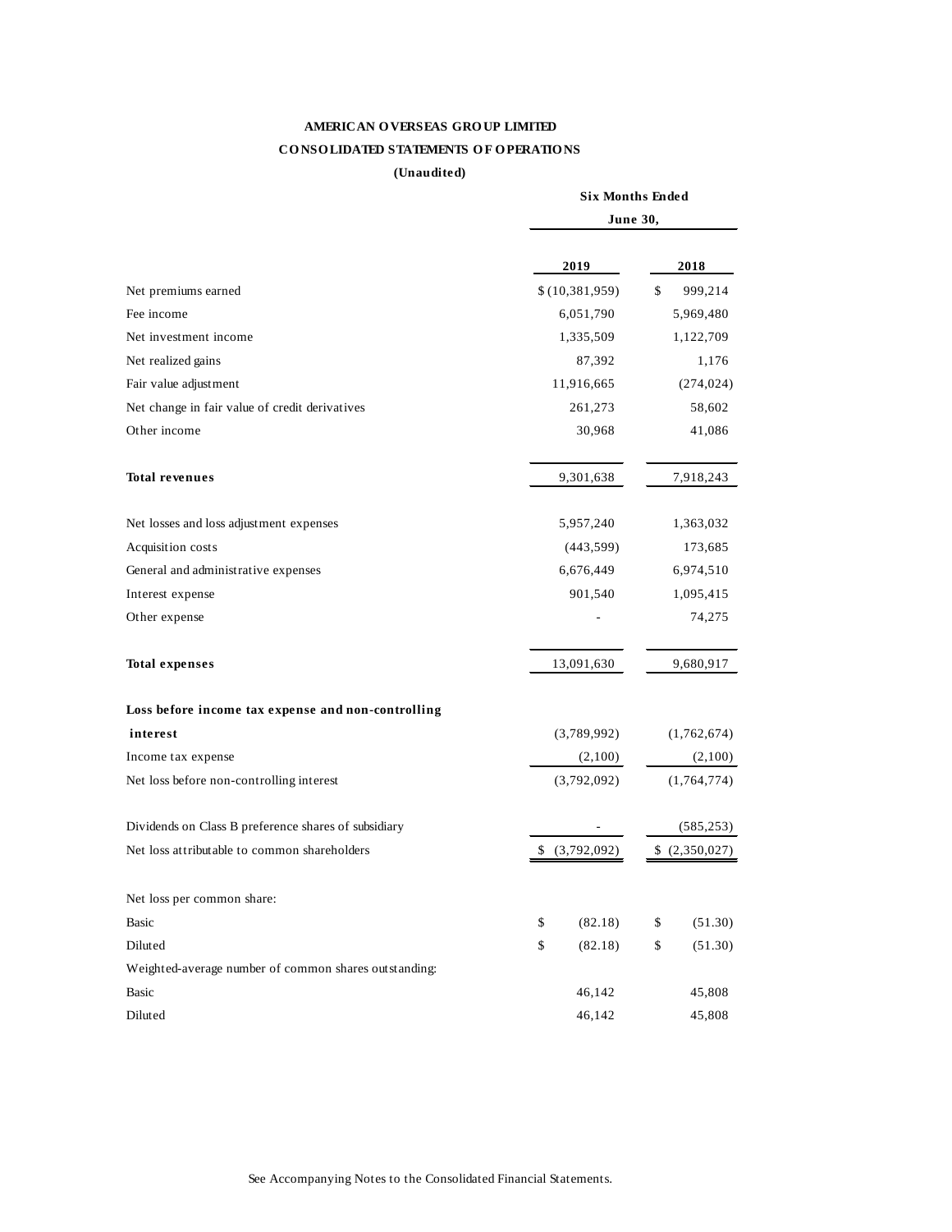# AMERICAN OVERSEAS GROUP LIMITED

## CONSOLIDATED STATEMENTS OF OPERATIONS

**(Unaudited)**

| | Six Months Ended June 30, | |
|---|---|---|
| | **2019** | **2018** |
| Net premiums earned | $ (10,381,959) | $ 999,214 |
| Fee income | 6,051,790 | 5,969,480 |
| Net investment income | 1,335,509 | 1,122,709 |
| Net realized gains | 87,392 | 1,176 |
| Fair value adjustment | 11,916,665 | (274,024) |
| Net change in fair value of credit derivatives | 261,273 | 58,602 |
| Other income | 30,968 | 41,086 |
| **Total revenues** | 9,301,638 | 7,918,243 |
| Net losses and loss adjustment expenses | 5,957,240 | 1,363,032 |
| Acquisition costs | (443,599) | 173,685 |
| General and administrative expenses | 6,676,449 | 6,974,510 |
| Interest expense | 901,540 | 1,095,415 |
| Other expense | - | 74,275 |
| **Total expenses** | 13,091,630 | 9,680,917 |
| **Loss before income tax expense and non-controlling interest** | (3,789,992) | (1,762,674) |
| Income tax expense | (2,100) | (2,100) |
| Net loss before non-controlling interest | (3,792,092) | (1,764,774) |
| Dividends on Class B preference shares of subsidiary | - | (585,253) |
| Net loss attributable to common shareholders | $ (3,792,092) | $ (2,350,027) |
| Net loss per common share: | | |
| Basic | $ (82.18) | $ (51.30) |
| Diluted | $ (82.18) | $ (51.30) |
| Weighted-average number of common shares outstanding: | | |
| Basic | 46,142 | 45,808 |
| Diluted | 46,142 | 45,808 |

See Accompanying Notes to the Consolidated Financial Statements.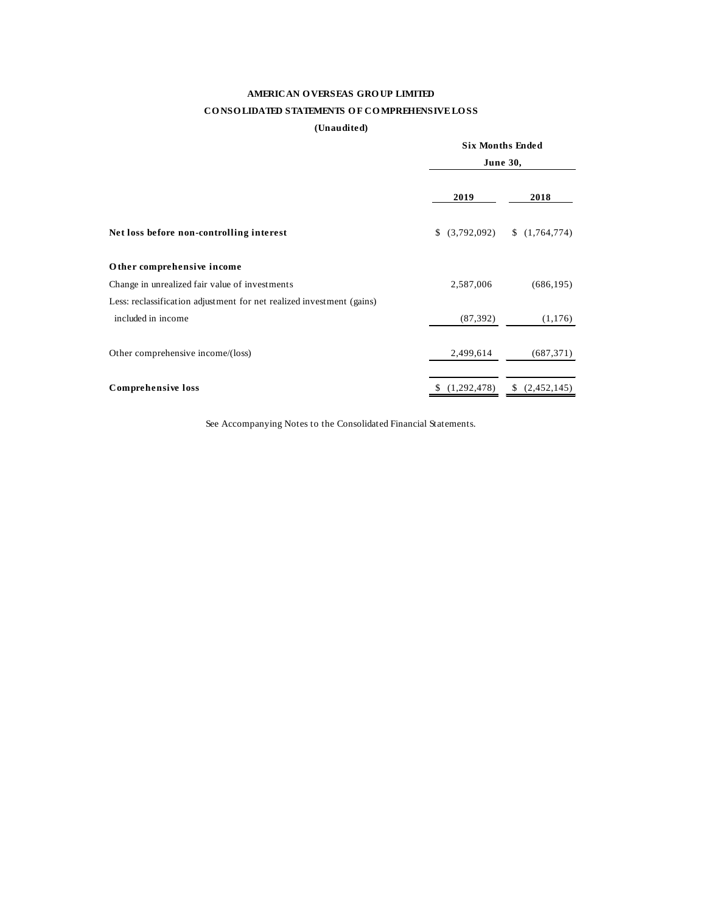**AMERICAN OVERSEAS GROUP LIMITED**

**CONSOLIDATED STATEMENTS OF COMPREHENSIVE LOSS**

**(Unaudited)**

| | Six Months Ended June 30, | |
|---|---|---|
| | **2019** | **2018** |
| **Net loss before non-controlling interest** | $ (3,792,092) | $ (1,764,774) |
| **Other comprehensive income** | | |
| Change in unrealized fair value of investments | 2,587,006 | (686,195) |
| Less: reclassification adjustment for net realized investment (gains) included in income | (87,392) | (1,176) |
| Other comprehensive income/(loss) | 2,499,614 | (687,371) |
| **Comprehensive loss** | $ (1,292,478) | $ (2,452,145) |

See Accompanying Notes to the Consolidated Financial Statements.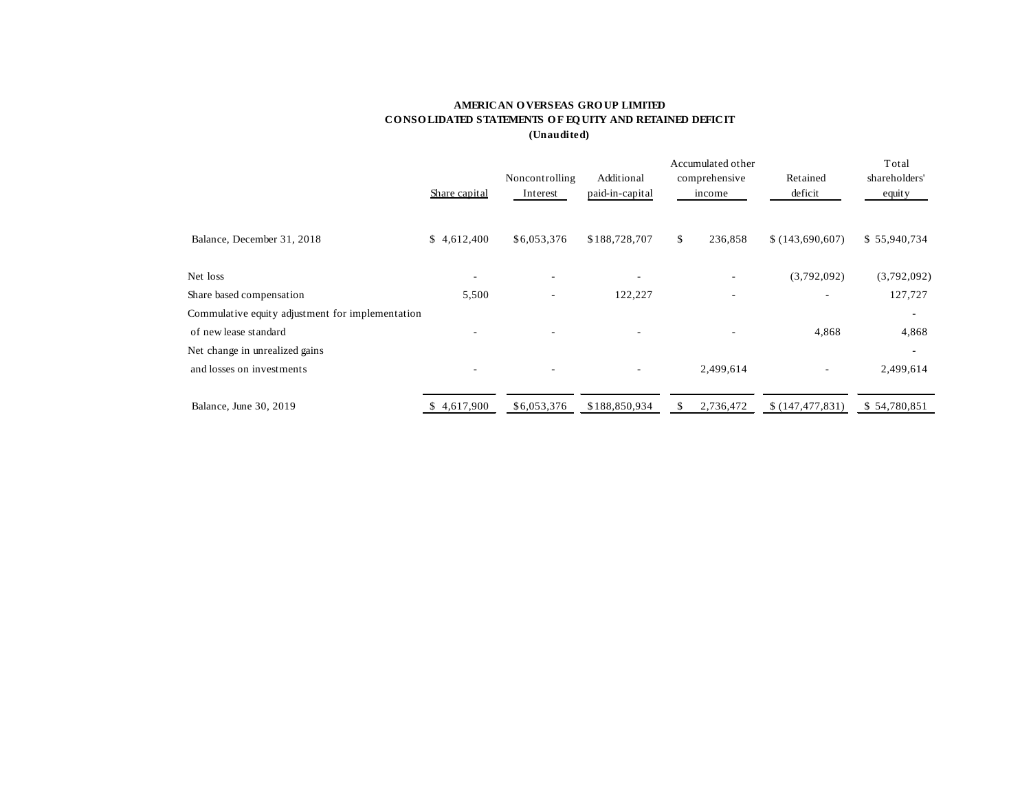**AMERICAN OVERSEAS GROUP LIMITED**
**CONSOLIDATED STATEMENTS OF EQUITY AND RETAINED DEFICIT**
**(Unaudited)**

| | Share capital | Noncontrolling Interest | Additional paid-in-capital | Accumulated other comprehensive income | Retained deficit | Total shareholders' equity |
|---|---|---|---|---|---|---|
| Balance, December 31, 2018 | $ 4,612,400 | $6,053,376 | $188,728,707 | $ 236,858 | $ (143,690,607) | $ 55,940,734 |
| Net loss | - | - | - | - | (3,792,092) | (3,792,092) |
| Share based compensation | 5,500 | - | 122,227 | - | - | 127,727 |
| Commulative equity adjustment for implementation of new lease standard | - | - | - | - | 4,868 | 4,868 |
| Net change in unrealized gains and losses on investments | - | - | - | 2,499,614 | - | 2,499,614 |
| Balance, June 30, 2019 | $ 4,617,900 | $6,053,376 | $188,850,934 | $ 2,736,472 | $ (147,477,831) | $ 54,780,851 |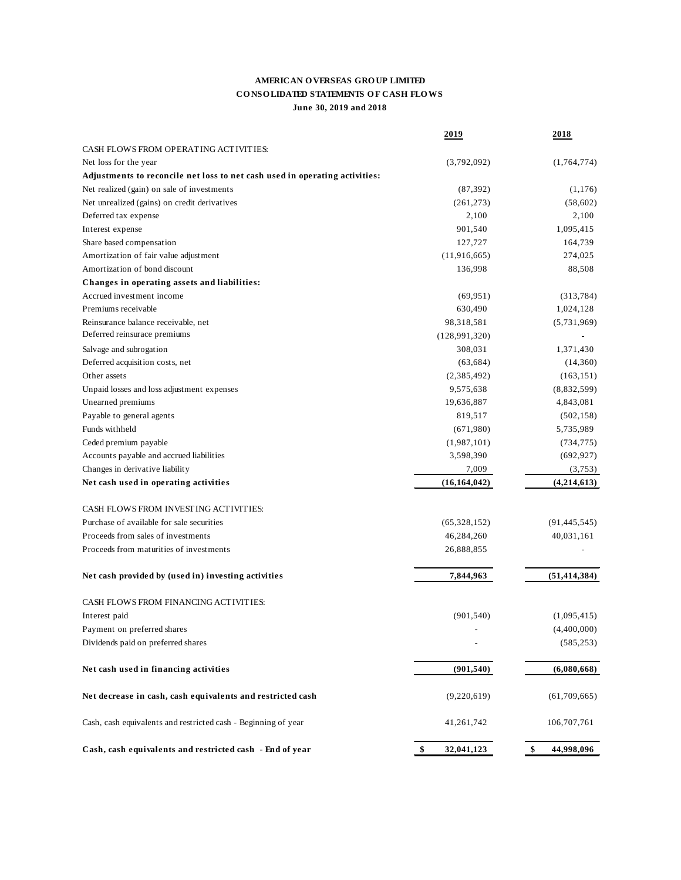**AMERICAN OVERSEAS GROUP LIMITED**
**CONSOLIDATED STATEMENTS OF CASH FLOWS**
**June 30, 2019 and 2018**

| | 2019 | 2018 |
|---|---|---|
| CASH FLOWS FROM OPERATING ACTIVITIES: | | |
| Net loss for the year | (3,792,092) | (1,764,774) |
| **Adjustments to reconcile net loss to net cash used in operating activities:** | | |
| Net realized (gain) on sale of investments | (87,392) | (1,176) |
| Net unrealized (gains) on credit derivatives | (261,273) | (58,602) |
| Deferred tax expense | 2,100 | 2,100 |
| Interest expense | 901,540 | 1,095,415 |
| Share based compensation | 127,727 | 164,739 |
| Amortization of fair value adjustment | (11,916,665) | 274,025 |
| Amortization of bond discount | 136,998 | 88,508 |
| **Changes in operating assets and liabilities:** | | |
| Accrued investment income | (69,951) | (313,784) |
| Premiums receivable | 630,490 | 1,024,128 |
| Reinsurance balance receivable, net | 98,318,581 | (5,731,969) |
| Deferred reinsurace premiums | (128,991,320) | - |
| Salvage and subrogation | 308,031 | 1,371,430 |
| Deferred acquisition costs, net | (63,684) | (14,360) |
| Other assets | (2,385,492) | (163,151) |
| Unpaid losses and loss adjustment expenses | 9,575,638 | (8,832,599) |
| Unearned premiums | 19,636,887 | 4,843,081 |
| Payable to general agents | 819,517 | (502,158) |
| Funds withheld | (671,980) | 5,735,989 |
| Ceded premium payable | (1,987,101) | (734,775) |
| Accounts payable and accrued liabilities | 3,598,390 | (692,927) |
| Changes in derivative liability | 7,009 | (3,753) |
| **Net cash used in operating activities** | **(16,164,042)** | **(4,214,613)** |
| CASH FLOWS FROM INVESTING ACTIVITIES: | | |
| Purchase of available for sale securities | (65,328,152) | (91,445,545) |
| Proceeds from sales of investments | 46,284,260 | 40,031,161 |
| Proceeds from maturities of investments | 26,888,855 | - |
| **Net cash provided by (used in) investing activities** | **7,844,963** | **(51,414,384)** |
| CASH FLOWS FROM FINANCING ACTIVITIES: | | |
| Interest paid | (901,540) | (1,095,415) |
| Payment on preferred shares | - | (4,400,000) |
| Dividends paid on preferred shares | - | (585,253) |
| **Net cash used in financing activities** | **(901,540)** | **(6,080,668)** |
| **Net decrease in cash, cash equivalents and restricted cash** | (9,220,619) | (61,709,665) |
| Cash, cash equivalents and restricted cash - Beginning of year | 41,261,742 | 106,707,761 |
| **Cash, cash equivalents and restricted cash - End of year** | **$ 32,041,123** | **$ 44,998,096** |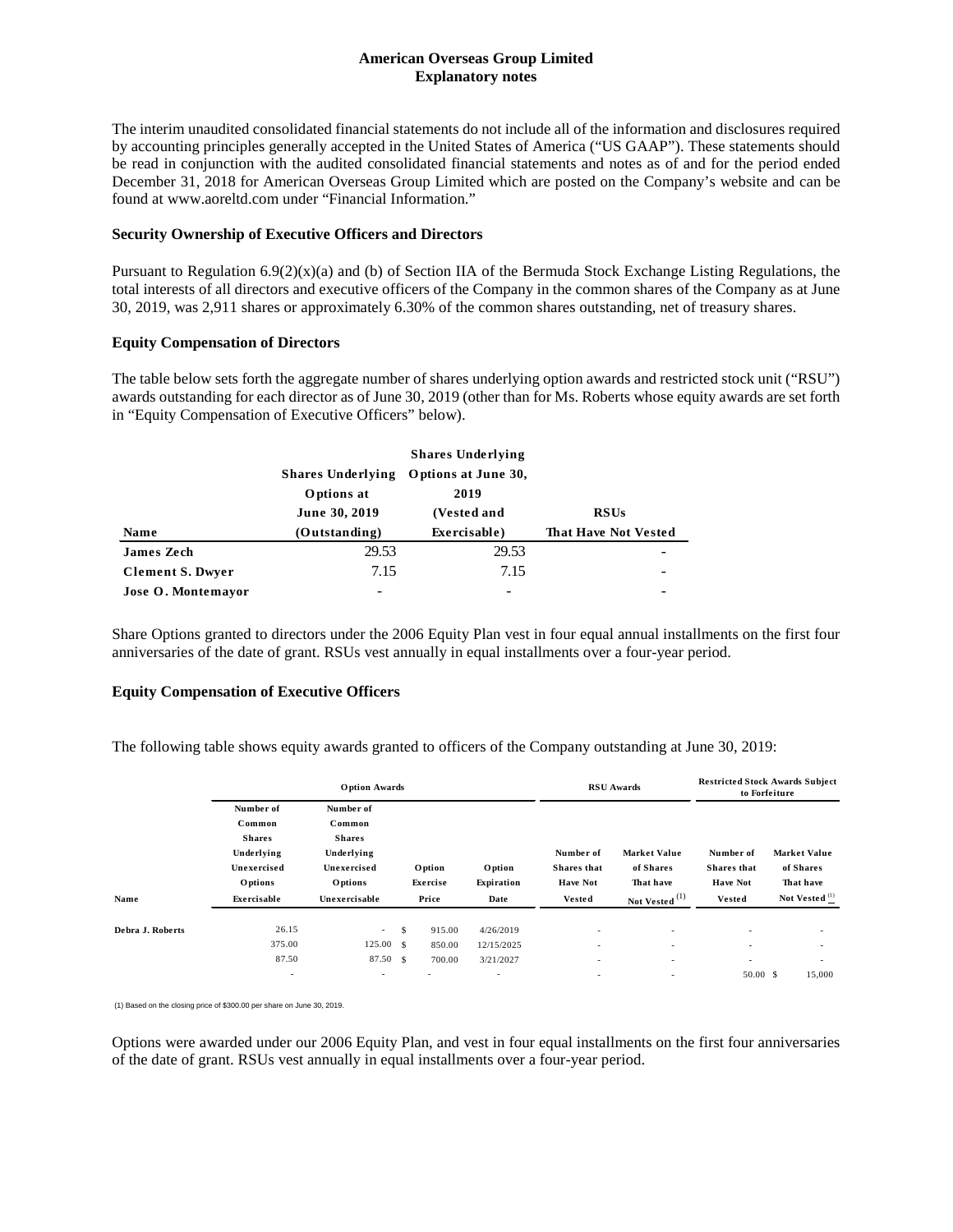# American Overseas Group Limited
## Explanatory notes

The interim unaudited consolidated financial statements do not include all of the information and disclosures required by accounting principles generally accepted in the United States of America ("US GAAP"). These statements should be read in conjunction with the audited consolidated financial statements and notes as of and for the period ended December 31, 2018 for American Overseas Group Limited which are posted on the Company's website and can be found at www.aoreltd.com under "Financial Information."

### Security Ownership of Executive Officers and Directors

Pursuant to Regulation 6.9(2)(x)(a) and (b) of Section IIA of the Bermuda Stock Exchange Listing Regulations, the total interests of all directors and executive officers of the Company in the common shares of the Company as at June 30, 2019, was 2,911 shares or approximately 6.30% of the common shares outstanding, net of treasury shares.

### Equity Compensation of Directors

The table below sets forth the aggregate number of shares underlying option awards and restricted stock unit ("RSU") awards outstanding for each director as of June 30, 2019 (other than for Ms. Roberts whose equity awards are set forth in "Equity Compensation of Executive Officers" below).

| Name | Shares Underlying Options at June 30, 2019 (Outstanding) | Shares Underlying Options at June 30, 2019 (Vested and Exercisable) | RSUs That Have Not Vested |
|---|---|---|---|
| James Zech | 29.53 | 29.53 | - |
| Clement S. Dwyer | 7.15 | 7.15 | - |
| Jose O. Montemayor | - | - | - |

Share Options granted to directors under the 2006 Equity Plan vest in four equal annual installments on the first four anniversaries of the date of grant. RSUs vest annually in equal installments over a four-year period.

### Equity Compensation of Executive Officers

The following table shows equity awards granted to officers of the Company outstanding at June 30, 2019:

| | Option Awards | | | | RSU Awards | | Restricted Stock Awards Subject to Forfeiture | |
|---|---|---|---|---|---|---|---|---|
| Name | Number of Common Shares Underlying Unexercised Options Exercisable | Number of Common Shares Underlying Unexercised Options Unexercisable | Option Exercise Price | Option Expiration Date | Number of Shares that Have Not Vested | Market Value of Shares That have Not Vested [1] | Number of Shares that Have Not Vested | Market Value of Shares That have Not Vested [1] |
| Debra J. Roberts | 26.15 | - | $ 915.00 | 4/26/2019 | - | - | - | - |
| | 375.00 | 125.00 | $ 850.00 | 12/15/2025 | - | - | - | - |
| | 87.50 | 87.50 | $ 700.00 | 3/21/2027 | - | - | - | - |
| | - | - | - | - | - | - | 50.00 | $ 15,000 |

(1) Based on the closing price of $300.00 per share on June 30, 2019.

Options were awarded under our 2006 Equity Plan, and vest in four equal installments on the first four anniversaries of the date of grant. RSUs vest annually in equal installments over a four-year period.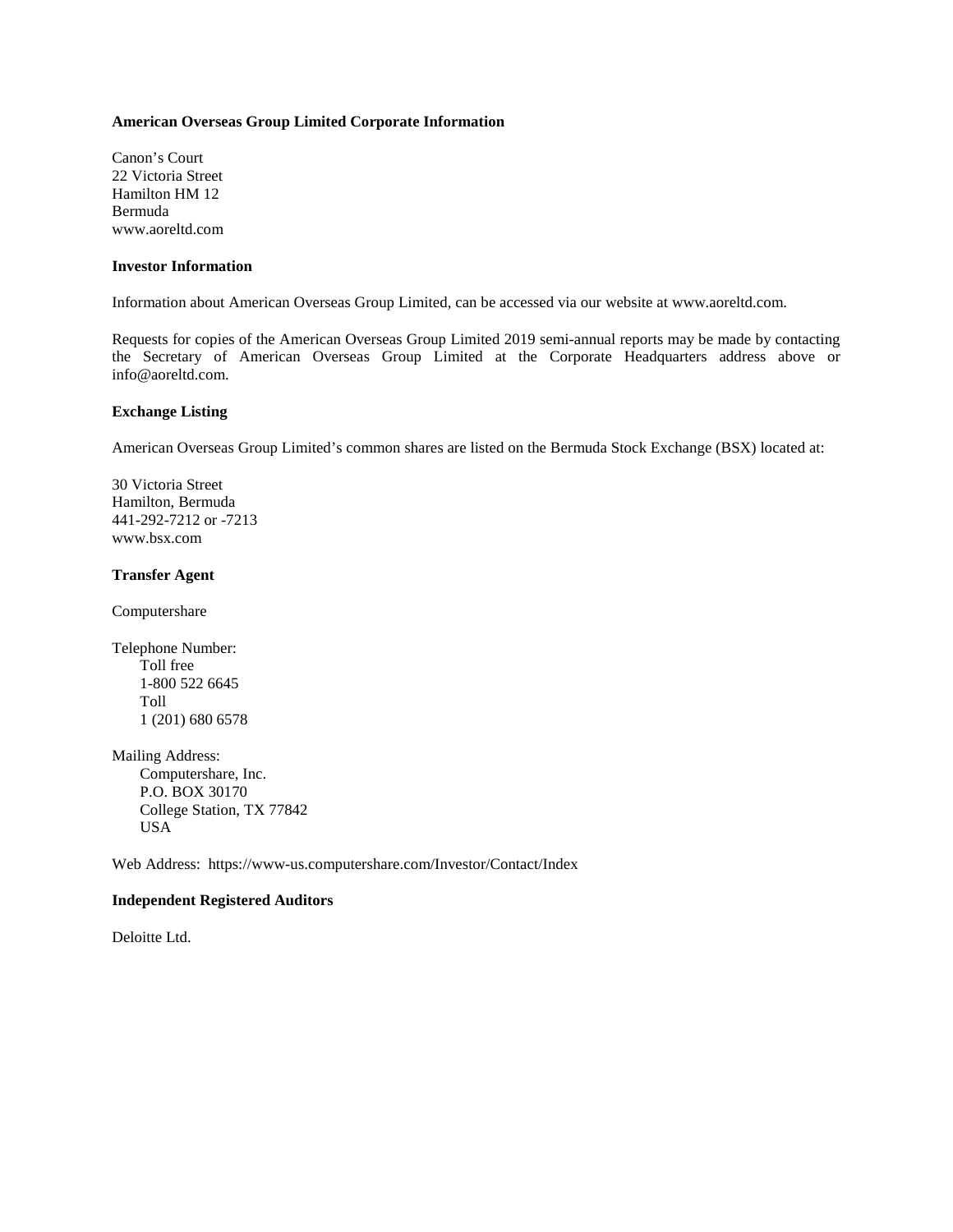**American Overseas Group Limited Corporate Information**

Canon's Court
22 Victoria Street
Hamilton HM 12
Bermuda
www.aoreltd.com

**Investor Information**

Information about American Overseas Group Limited, can be accessed via our website at www.aoreltd.com.

Requests for copies of the American Overseas Group Limited 2019 semi-annual reports may be made by contacting the Secretary of American Overseas Group Limited at the Corporate Headquarters address above or info@aoreltd.com.

**Exchange Listing**

American Overseas Group Limited's common shares are listed on the Bermuda Stock Exchange (BSX) located at:

30 Victoria Street
Hamilton, Bermuda
441-292-7212 or -7213
www.bsx.com

**Transfer Agent**

Computershare

Telephone Number:
Toll free
1-800 522 6645
Toll
1 (201) 680 6578

Mailing Address:
Computershare, Inc.
P.O. BOX 30170
College Station, TX 77842
USA

Web Address: https://www-us.computershare.com/Investor/Contact/Index

**Independent Registered Auditors**

Deloitte Ltd.